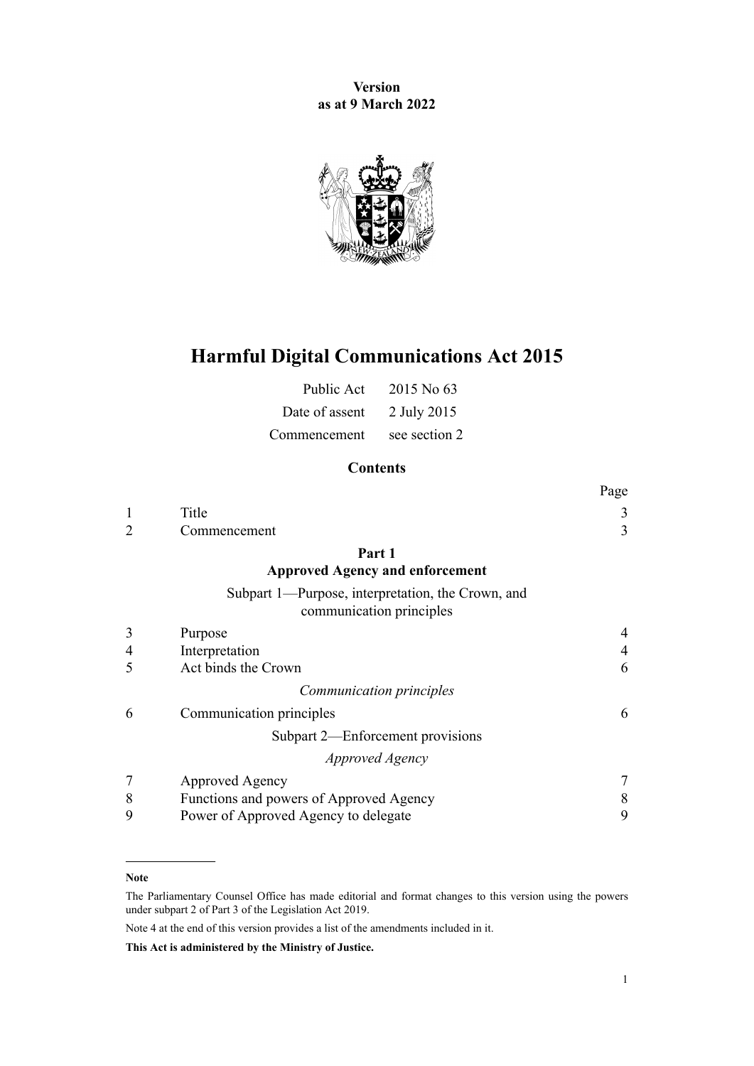**Version**
**as at 9 March 2022**

# Harmful Digital Communications Act 2015

| | |
|---|---|
| Public Act | 2015 No 63 |
| Date of assent | 2 July 2015 |
| Commencement | see section 2 |

## Contents

| | | Page |
|---|---|---|
| 1 | Title | 3 |
| 2 | Commencement | 3 |
| | **Part 1** **Approved Agency and enforcement** | |
| | Subpart 1—Purpose, interpretation, the Crown, and communication principles | |
| 3 | Purpose | 4 |
| 4 | Interpretation | 4 |
| 5 | Act binds the Crown | 6 |
| | *Communication principles* | |
| 6 | Communication principles | 6 |
| | Subpart 2—Enforcement provisions | |
| | *Approved Agency* | |
| 7 | Approved Agency | 7 |
| 8 | Functions and powers of Approved Agency | 8 |
| 9 | Power of Approved Agency to delegate | 9 |

**Note**

The Parliamentary Counsel Office has made editorial and format changes to this version using the powers under subpart 2 of Part 3 of the Legislation Act 2019.

Note 4 at the end of this version provides a list of the amendments included in it.

**This Act is administered by the Ministry of Justice.**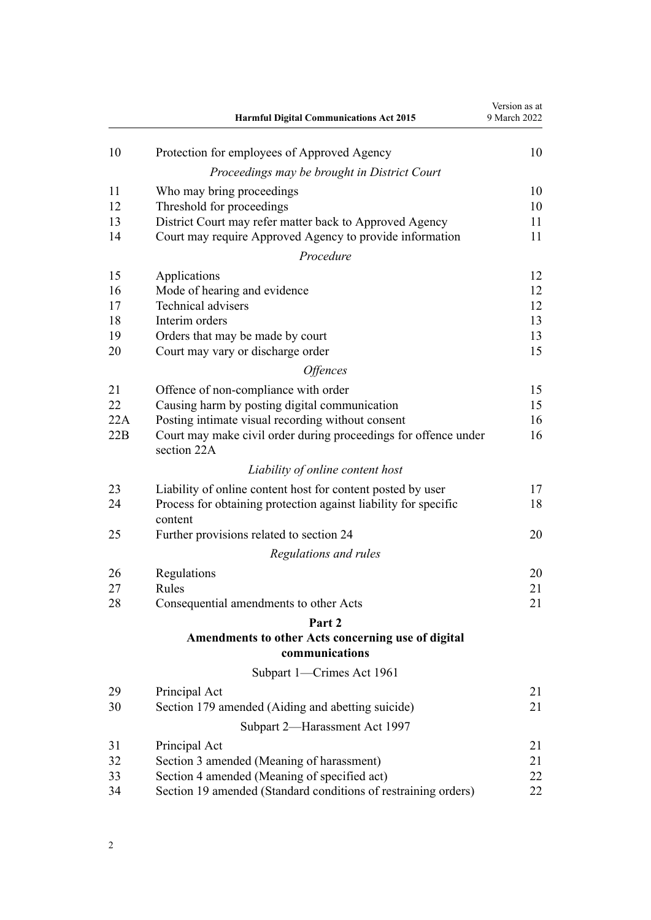| | | |
|---|---|---|
| 10 | Protection for employees of Approved Agency | 10 |
| | *Proceedings may be brought in District Court* | |
| 11 | Who may bring proceedings | 10 |
| 12 | Threshold for proceedings | 10 |
| 13 | District Court may refer matter back to Approved Agency | 11 |
| 14 | Court may require Approved Agency to provide information | 11 |
| | *Procedure* | |
| 15 | Applications | 12 |
| 16 | Mode of hearing and evidence | 12 |
| 17 | Technical advisers | 12 |
| 18 | Interim orders | 13 |
| 19 | Orders that may be made by court | 13 |
| 20 | Court may vary or discharge order | 15 |
| | *Offences* | |
| 21 | Offence of non-compliance with order | 15 |
| 22 | Causing harm by posting digital communication | 15 |
| 22A | Posting intimate visual recording without consent | 16 |
| 22B | Court may make civil order during proceedings for offence under section 22A | 16 |
| | *Liability of online content host* | |
| 23 | Liability of online content host for content posted by user | 17 |
| 24 | Process for obtaining protection against liability for specific content | 18 |
| 25 | Further provisions related to section 24 | 20 |
| | *Regulations and rules* | |
| 26 | Regulations | 20 |
| 27 | Rules | 21 |
| 28 | Consequential amendments to other Acts | 21 |
| | **Part 2** **Amendments to other Acts concerning use of digital communications** | |
| | Subpart 1—Crimes Act 1961 | |
| 29 | Principal Act | 21 |
| 30 | Section 179 amended (Aiding and abetting suicide) | 21 |
| | Subpart 2—Harassment Act 1997 | |
| 31 | Principal Act | 21 |
| 32 | Section 3 amended (Meaning of harassment) | 21 |
| 33 | Section 4 amended (Meaning of specified act) | 22 |
| 34 | Section 19 amended (Standard conditions of restraining orders) | 22 |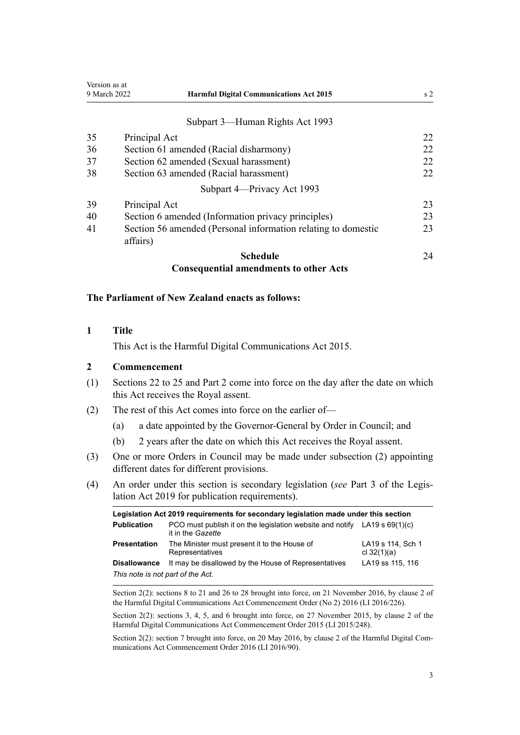Subpart 3—Human Rights Act 1993

| | | |
|---|---|---|
| 35 | Principal Act | 22 |
| 36 | Section 61 amended (Racial disharmony) | 22 |
| 37 | Section 62 amended (Sexual harassment) | 22 |
| 38 | Section 63 amended (Racial harassment) | 22 |

Subpart 4—Privacy Act 1993

| | | |
|---|---|---|
| 39 | Principal Act | 23 |
| 40 | Section 6 amended (Information privacy principles) | 23 |
| 41 | Section 56 amended (Personal information relating to domestic affairs) | 23 |

**Schedule** 24
**Consequential amendments to other Acts**

**The Parliament of New Zealand enacts as follows:**

## 1 Title

This Act is the Harmful Digital Communications Act 2015.

## 2 Commencement

(1) Sections 22 to 25 and Part 2 come into force on the day after the date on which this Act receives the Royal assent.

(2) The rest of this Act comes into force on the earlier of—

(a) a date appointed by the Governor-General by Order in Council; and

(b) 2 years after the date on which this Act receives the Royal assent.

(3) One or more Orders in Council may be made under subsection (2) appointing different dates for different provisions.

(4) An order under this section is secondary legislation (*see* Part 3 of the Legislation Act 2019 for publication requirements).

| **Legislation Act 2019 requirements for secondary legislation made under this section** | | |
|---|---|---|
| **Publication** | PCO must publish it on the legislation website and notify it in the *Gazette* | LA19 s 69(1)(c) |
| **Presentation** | The Minister must present it to the House of Representatives | LA19 s 114, Sch 1 cl 32(1)(a) |
| **Disallowance** | It may be disallowed by the House of Representatives | LA19 ss 115, 116 |
| *This note is not part of the Act.* | | |

Section 2(2): sections 8 to 21 and 26 to 28 brought into force, on 21 November 2016, by clause 2 of the Harmful Digital Communications Act Commencement Order (No 2) 2016 (LI 2016/226).

Section 2(2): sections 3, 4, 5, and 6 brought into force, on 27 November 2015, by clause 2 of the Harmful Digital Communications Act Commencement Order 2015 (LI 2015/248).

Section 2(2): section 7 brought into force, on 20 May 2016, by clause 2 of the Harmful Digital Communications Act Commencement Order 2016 (LI 2016/90).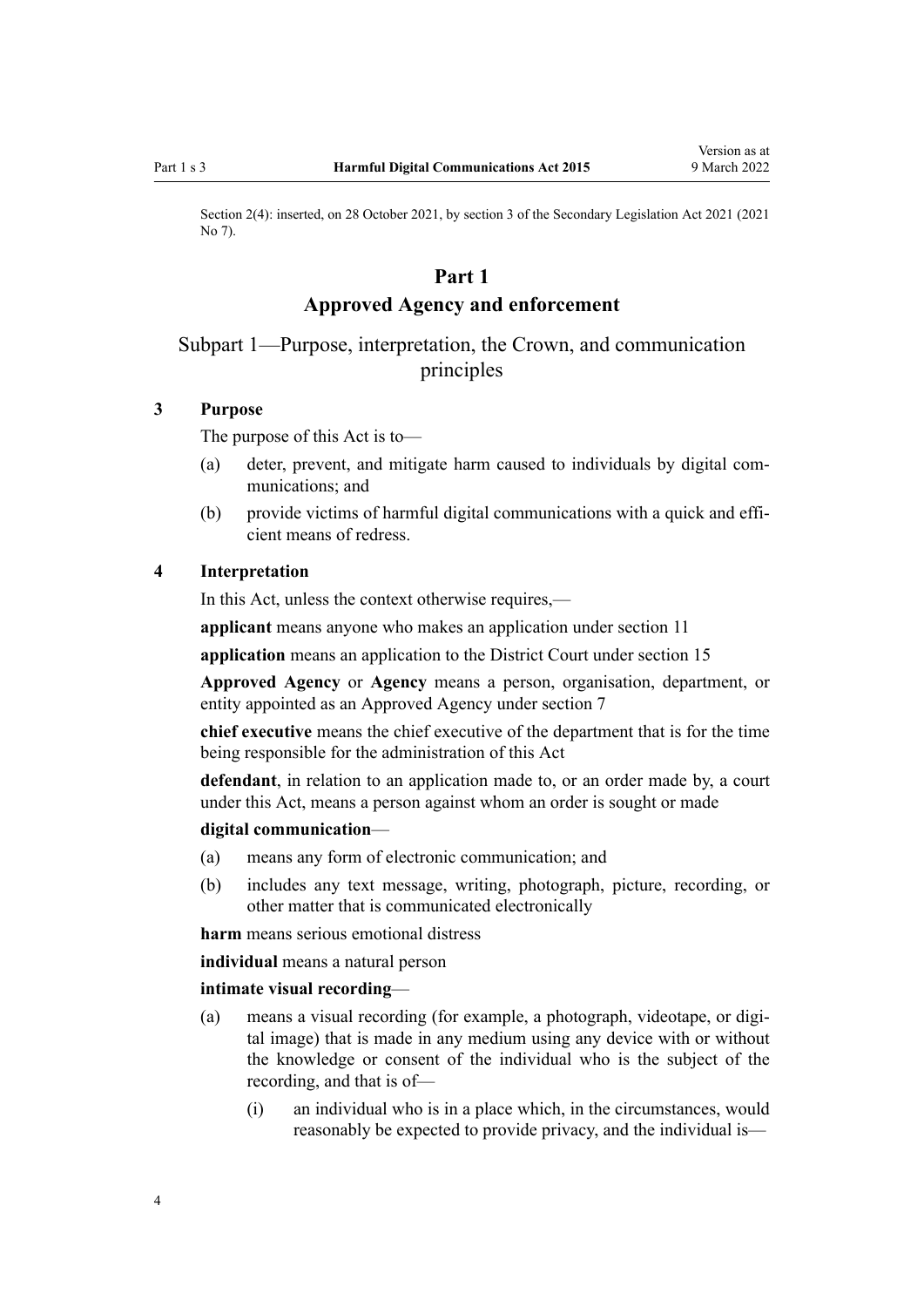Section 2(4): inserted, on 28 October 2021, by section 3 of the Secondary Legislation Act 2021 (2021 No 7).

# Part 1
# Approved Agency and enforcement

## Subpart 1—Purpose, interpretation, the Crown, and communication principles

### 3 Purpose

The purpose of this Act is to—

(a) deter, prevent, and mitigate harm caused to individuals by digital communications; and

(b) provide victims of harmful digital communications with a quick and efficient means of redress.

### 4 Interpretation

In this Act, unless the context otherwise requires,—

**applicant** means anyone who makes an application under section 11

**application** means an application to the District Court under section 15

**Approved Agency** or **Agency** means a person, organisation, department, or entity appointed as an Approved Agency under section 7

**chief executive** means the chief executive of the department that is for the time being responsible for the administration of this Act

**defendant**, in relation to an application made to, or an order made by, a court under this Act, means a person against whom an order is sought or made

**digital communication**—

(a) means any form of electronic communication; and

(b) includes any text message, writing, photograph, picture, recording, or other matter that is communicated electronically

**harm** means serious emotional distress

**individual** means a natural person

**intimate visual recording**—

(a) means a visual recording (for example, a photograph, videotape, or digital image) that is made in any medium using any device with or without the knowledge or consent of the individual who is the subject of the recording, and that is of—

(i) an individual who is in a place which, in the circumstances, would reasonably be expected to provide privacy, and the individual is—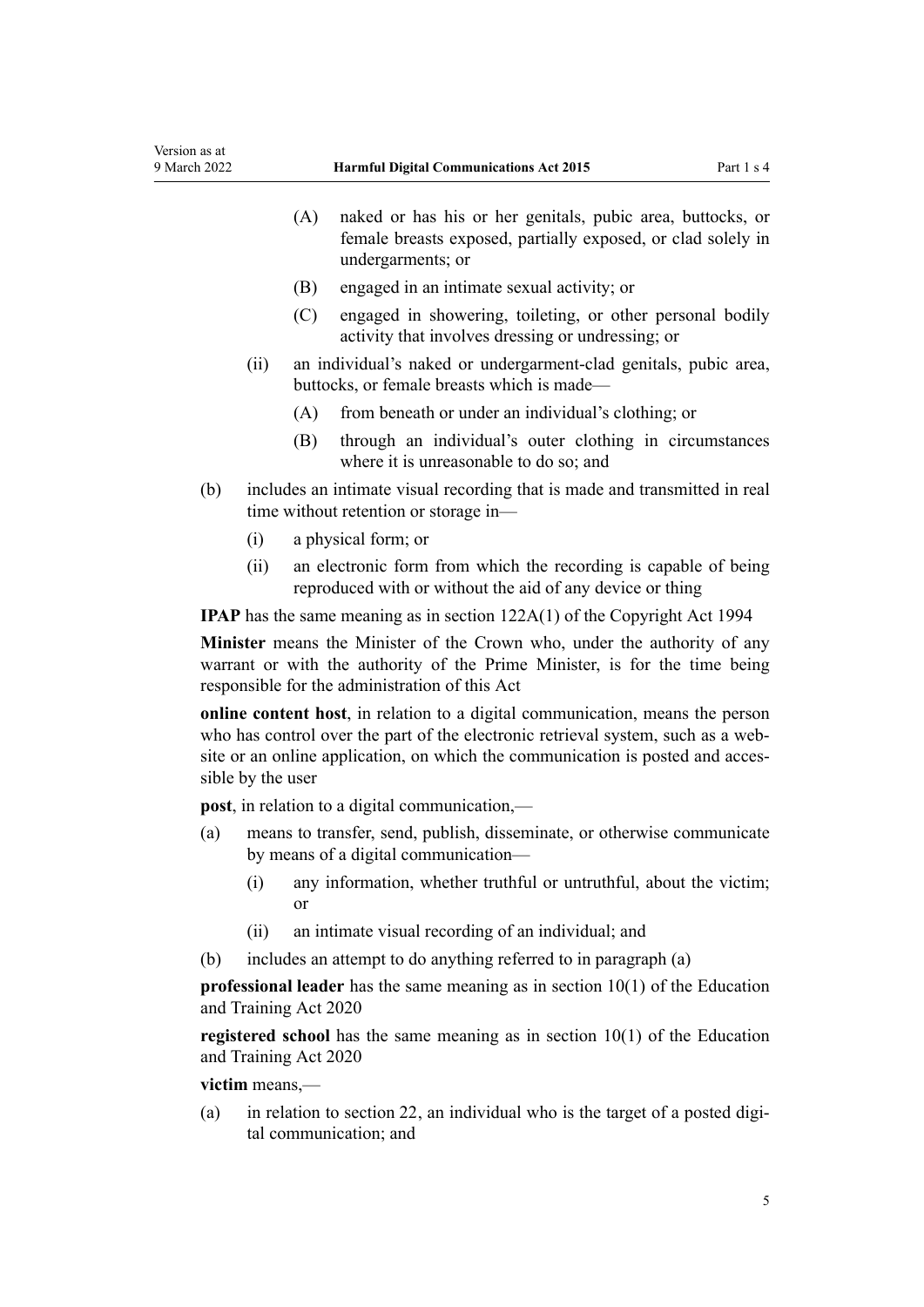(A) naked or has his or her genitals, pubic area, buttocks, or female breasts exposed, partially exposed, or clad solely in undergarments; or

(B) engaged in an intimate sexual activity; or

(C) engaged in showering, toileting, or other personal bodily activity that involves dressing or undressing; or

(ii) an individual's naked or undergarment-clad genitals, pubic area, buttocks, or female breasts which is made—

(A) from beneath or under an individual's clothing; or

(B) through an individual's outer clothing in circumstances where it is unreasonable to do so; and

(b) includes an intimate visual recording that is made and transmitted in real time without retention or storage in—

(i) a physical form; or

(ii) an electronic form from which the recording is capable of being reproduced with or without the aid of any device or thing

**IPAP** has the same meaning as in section 122A(1) of the Copyright Act 1994

**Minister** means the Minister of the Crown who, under the authority of any warrant or with the authority of the Prime Minister, is for the time being responsible for the administration of this Act

**online content host**, in relation to a digital communication, means the person who has control over the part of the electronic retrieval system, such as a website or an online application, on which the communication is posted and accessible by the user

**post**, in relation to a digital communication,—

(a) means to transfer, send, publish, disseminate, or otherwise communicate by means of a digital communication—

(i) any information, whether truthful or untruthful, about the victim; or

(ii) an intimate visual recording of an individual; and

(b) includes an attempt to do anything referred to in paragraph (a)

**professional leader** has the same meaning as in section 10(1) of the Education and Training Act 2020

**registered school** has the same meaning as in section 10(1) of the Education and Training Act 2020

**victim** means,—

(a) in relation to section 22, an individual who is the target of a posted digital communication; and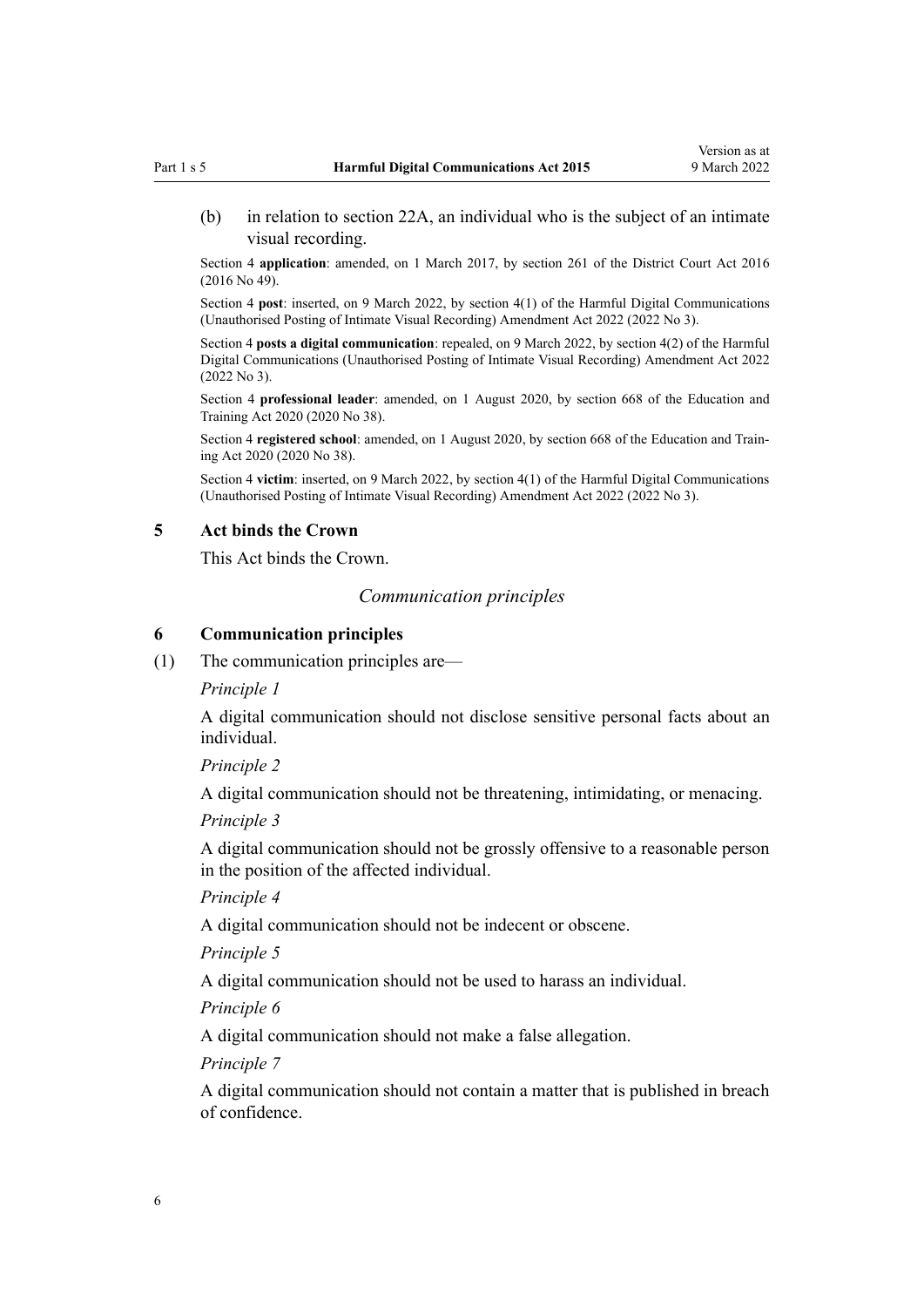(b) in relation to section 22A, an individual who is the subject of an intimate visual recording.

Section 4 **application**: amended, on 1 March 2017, by section 261 of the District Court Act 2016 (2016 No 49).

Section 4 **post**: inserted, on 9 March 2022, by section 4(1) of the Harmful Digital Communications (Unauthorised Posting of Intimate Visual Recording) Amendment Act 2022 (2022 No 3).

Section 4 **posts a digital communication**: repealed, on 9 March 2022, by section 4(2) of the Harmful Digital Communications (Unauthorised Posting of Intimate Visual Recording) Amendment Act 2022 (2022 No 3).

Section 4 **professional leader**: amended, on 1 August 2020, by section 668 of the Education and Training Act 2020 (2020 No 38).

Section 4 **registered school**: amended, on 1 August 2020, by section 668 of the Education and Training Act 2020 (2020 No 38).

Section 4 **victim**: inserted, on 9 March 2022, by section 4(1) of the Harmful Digital Communications (Unauthorised Posting of Intimate Visual Recording) Amendment Act 2022 (2022 No 3).

### 5 Act binds the Crown

This Act binds the Crown.

*Communication principles*

### 6 Communication principles

(1) The communication principles are—

*Principle 1*

A digital communication should not disclose sensitive personal facts about an individual.

*Principle 2*

A digital communication should not be threatening, intimidating, or menacing.

*Principle 3*

A digital communication should not be grossly offensive to a reasonable person in the position of the affected individual.

*Principle 4*

A digital communication should not be indecent or obscene.

*Principle 5*

A digital communication should not be used to harass an individual.

*Principle 6*

A digital communication should not make a false allegation.

*Principle 7*

A digital communication should not contain a matter that is published in breach of confidence.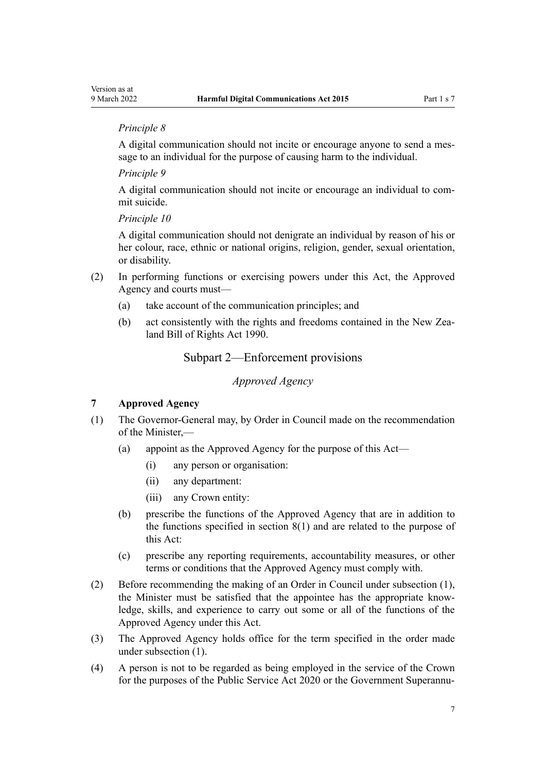*Principle 8*

A digital communication should not incite or encourage anyone to send a message to an individual for the purpose of causing harm to the individual.

*Principle 9*

A digital communication should not incite or encourage an individual to commit suicide.

*Principle 10*

A digital communication should not denigrate an individual by reason of his or her colour, race, ethnic or national origins, religion, gender, sexual orientation, or disability.

(2) In performing functions or exercising powers under this Act, the Approved Agency and courts must—

   (a) take account of the communication principles; and

   (b) act consistently with the rights and freedoms contained in the New Zealand Bill of Rights Act 1990.

## Subpart 2—Enforcement provisions

### *Approved Agency*

### 7 Approved Agency

(1) The Governor-General may, by Order in Council made on the recommendation of the Minister,—

   (a) appoint as the Approved Agency for the purpose of this Act—

      (i) any person or organisation:

      (ii) any department:

      (iii) any Crown entity:

   (b) prescribe the functions of the Approved Agency that are in addition to the functions specified in section 8(1) and are related to the purpose of this Act:

   (c) prescribe any reporting requirements, accountability measures, or other terms or conditions that the Approved Agency must comply with.

(2) Before recommending the making of an Order in Council under subsection (1), the Minister must be satisfied that the appointee has the appropriate knowledge, skills, and experience to carry out some or all of the functions of the Approved Agency under this Act.

(3) The Approved Agency holds office for the term specified in the order made under subsection (1).

(4) A person is not to be regarded as being employed in the service of the Crown for the purposes of the Public Service Act 2020 or the Government Superannu-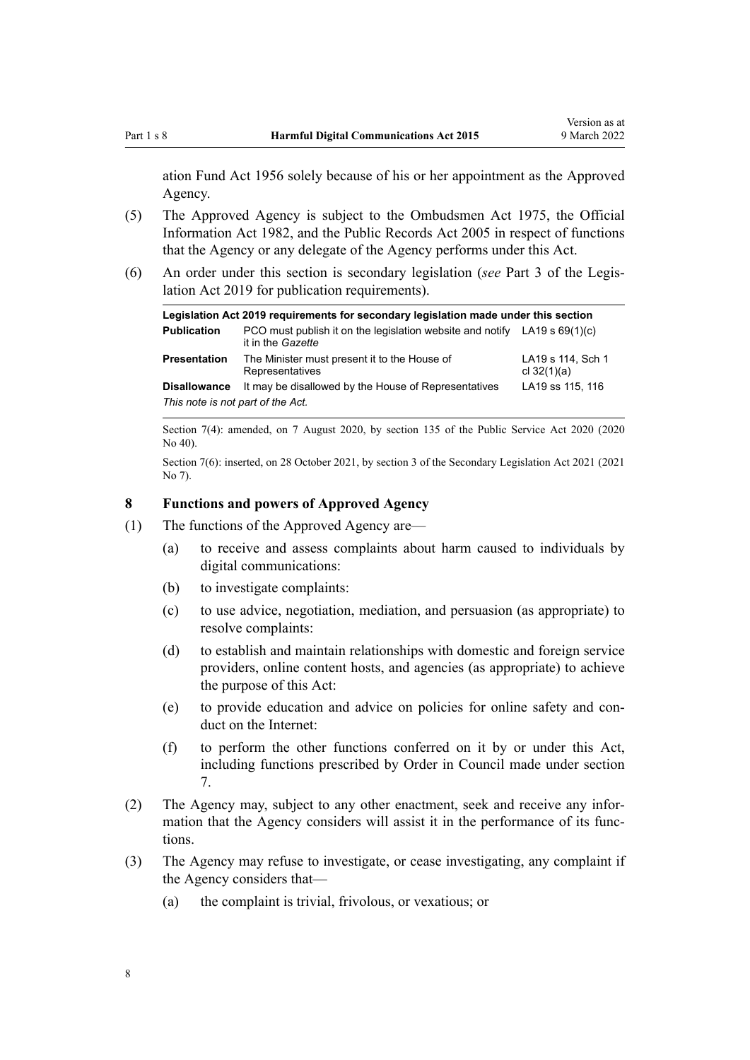ation Fund Act 1956 solely because of his or her appointment as the Approved Agency.

(5) The Approved Agency is subject to the Ombudsmen Act 1975, the Official Information Act 1982, and the Public Records Act 2005 in respect of functions that the Agency or any delegate of the Agency performs under this Act.

(6) An order under this section is secondary legislation (*see* Part 3 of the Legislation Act 2019 for publication requirements).

| Legislation Act 2019 requirements for secondary legislation made under this section | | |
|---|---|---|
| **Publication** | PCO must publish it on the legislation website and notify it in the *Gazette* | LA19 s 69(1)(c) |
| **Presentation** | The Minister must present it to the House of Representatives | LA19 s 114, Sch 1 cl 32(1)(a) |
| **Disallowance** | It may be disallowed by the House of Representatives | LA19 ss 115, 116 |
| *This note is not part of the Act.* | | |

Section 7(4): amended, on 7 August 2020, by section 135 of the Public Service Act 2020 (2020 No 40).

Section 7(6): inserted, on 28 October 2021, by section 3 of the Secondary Legislation Act 2021 (2021 No 7).

### 8 Functions and powers of Approved Agency

(1) The functions of the Approved Agency are—

  (a) to receive and assess complaints about harm caused to individuals by digital communications:

  (b) to investigate complaints:

  (c) to use advice, negotiation, mediation, and persuasion (as appropriate) to resolve complaints:

  (d) to establish and maintain relationships with domestic and foreign service providers, online content hosts, and agencies (as appropriate) to achieve the purpose of this Act:

  (e) to provide education and advice on policies for online safety and conduct on the Internet:

  (f) to perform the other functions conferred on it by or under this Act, including functions prescribed by Order in Council made under section 7.

(2) The Agency may, subject to any other enactment, seek and receive any information that the Agency considers will assist it in the performance of its functions.

(3) The Agency may refuse to investigate, or cease investigating, any complaint if the Agency considers that—

  (a) the complaint is trivial, frivolous, or vexatious; or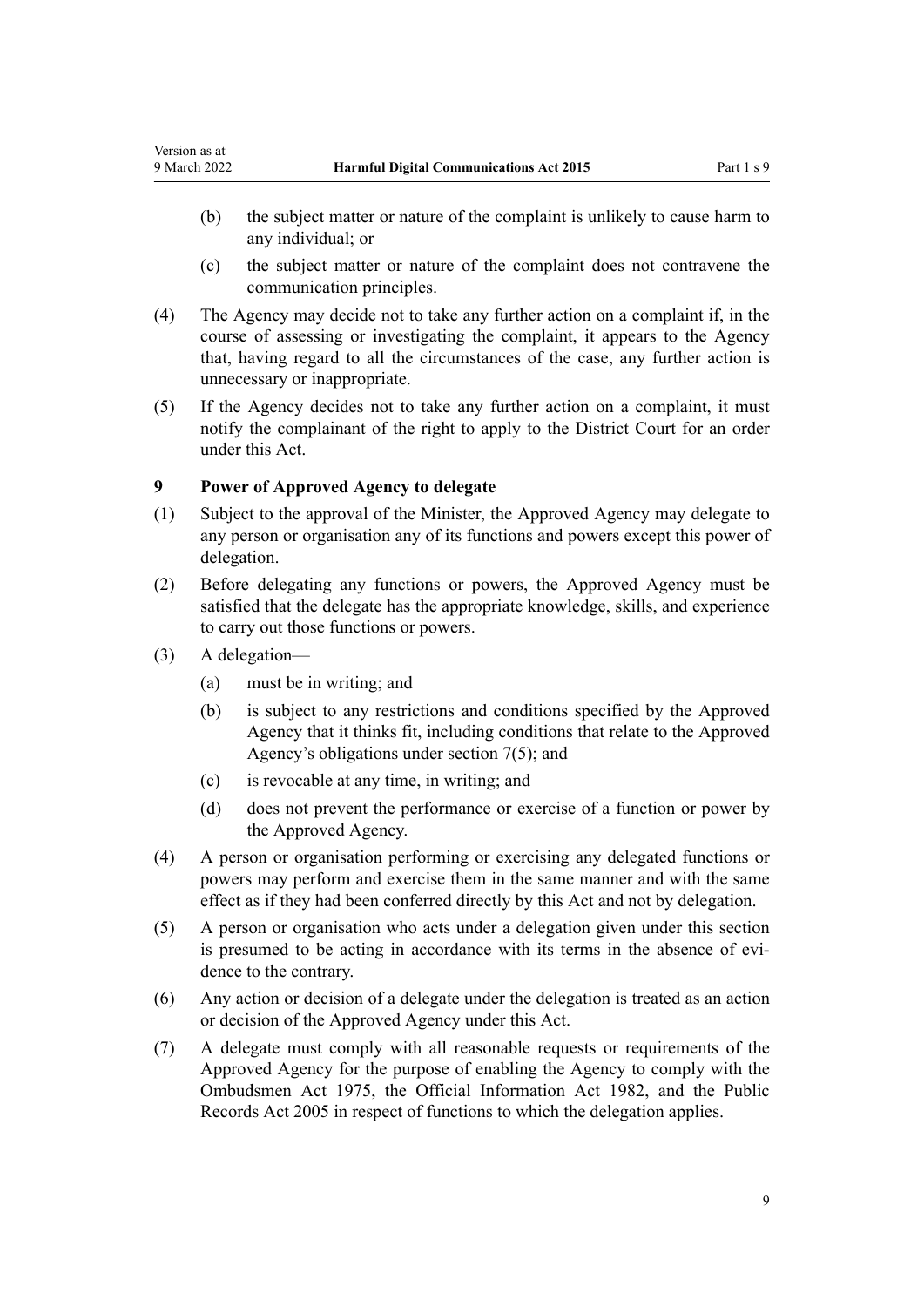(b) the subject matter or nature of the complaint is unlikely to cause harm to any individual; or

(c) the subject matter or nature of the complaint does not contravene the communication principles.

(4) The Agency may decide not to take any further action on a complaint if, in the course of assessing or investigating the complaint, it appears to the Agency that, having regard to all the circumstances of the case, any further action is unnecessary or inappropriate.

(5) If the Agency decides not to take any further action on a complaint, it must notify the complainant of the right to apply to the District Court for an order under this Act.

### 9 Power of Approved Agency to delegate

(1) Subject to the approval of the Minister, the Approved Agency may delegate to any person or organisation any of its functions and powers except this power of delegation.

(2) Before delegating any functions or powers, the Approved Agency must be satisfied that the delegate has the appropriate knowledge, skills, and experience to carry out those functions or powers.

(3) A delegation—

(a) must be in writing; and

(b) is subject to any restrictions and conditions specified by the Approved Agency that it thinks fit, including conditions that relate to the Approved Agency's obligations under section 7(5); and

(c) is revocable at any time, in writing; and

(d) does not prevent the performance or exercise of a function or power by the Approved Agency.

(4) A person or organisation performing or exercising any delegated functions or powers may perform and exercise them in the same manner and with the same effect as if they had been conferred directly by this Act and not by delegation.

(5) A person or organisation who acts under a delegation given under this section is presumed to be acting in accordance with its terms in the absence of evidence to the contrary.

(6) Any action or decision of a delegate under the delegation is treated as an action or decision of the Approved Agency under this Act.

(7) A delegate must comply with all reasonable requests or requirements of the Approved Agency for the purpose of enabling the Agency to comply with the Ombudsmen Act 1975, the Official Information Act 1982, and the Public Records Act 2005 in respect of functions to which the delegation applies.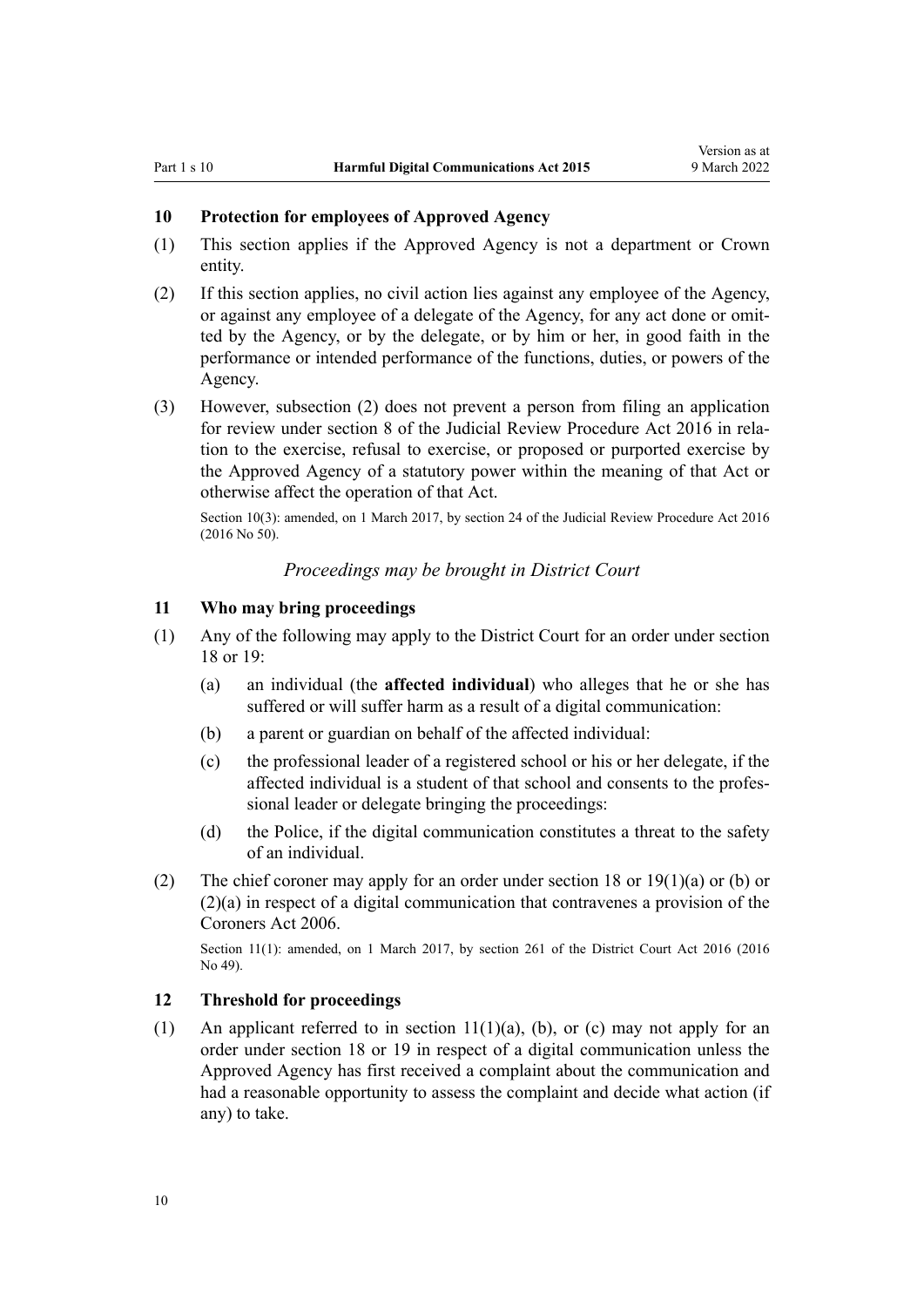## 10 Protection for employees of Approved Agency

(1) This section applies if the Approved Agency is not a department or Crown entity.

(2) If this section applies, no civil action lies against any employee of the Agency, or against any employee of a delegate of the Agency, for any act done or omitted by the Agency, or by the delegate, or by him or her, in good faith in the performance or intended performance of the functions, duties, or powers of the Agency.

(3) However, subsection (2) does not prevent a person from filing an application for review under section 8 of the Judicial Review Procedure Act 2016 in relation to the exercise, refusal to exercise, or proposed or purported exercise by the Approved Agency of a statutory power within the meaning of that Act or otherwise affect the operation of that Act.

Section 10(3): amended, on 1 March 2017, by section 24 of the Judicial Review Procedure Act 2016 (2016 No 50).

*Proceedings may be brought in District Court*

## 11 Who may bring proceedings

(1) Any of the following may apply to the District Court for an order under section 18 or 19:

- (a) an individual (the **affected individual**) who alleges that he or she has suffered or will suffer harm as a result of a digital communication:
- (b) a parent or guardian on behalf of the affected individual:
- (c) the professional leader of a registered school or his or her delegate, if the affected individual is a student of that school and consents to the professional leader or delegate bringing the proceedings:
- (d) the Police, if the digital communication constitutes a threat to the safety of an individual.

(2) The chief coroner may apply for an order under section 18 or 19(1)(a) or (b) or (2)(a) in respect of a digital communication that contravenes a provision of the Coroners Act 2006.

Section 11(1): amended, on 1 March 2017, by section 261 of the District Court Act 2016 (2016 No 49).

## 12 Threshold for proceedings

(1) An applicant referred to in section 11(1)(a), (b), or (c) may not apply for an order under section 18 or 19 in respect of a digital communication unless the Approved Agency has first received a complaint about the communication and had a reasonable opportunity to assess the complaint and decide what action (if any) to take.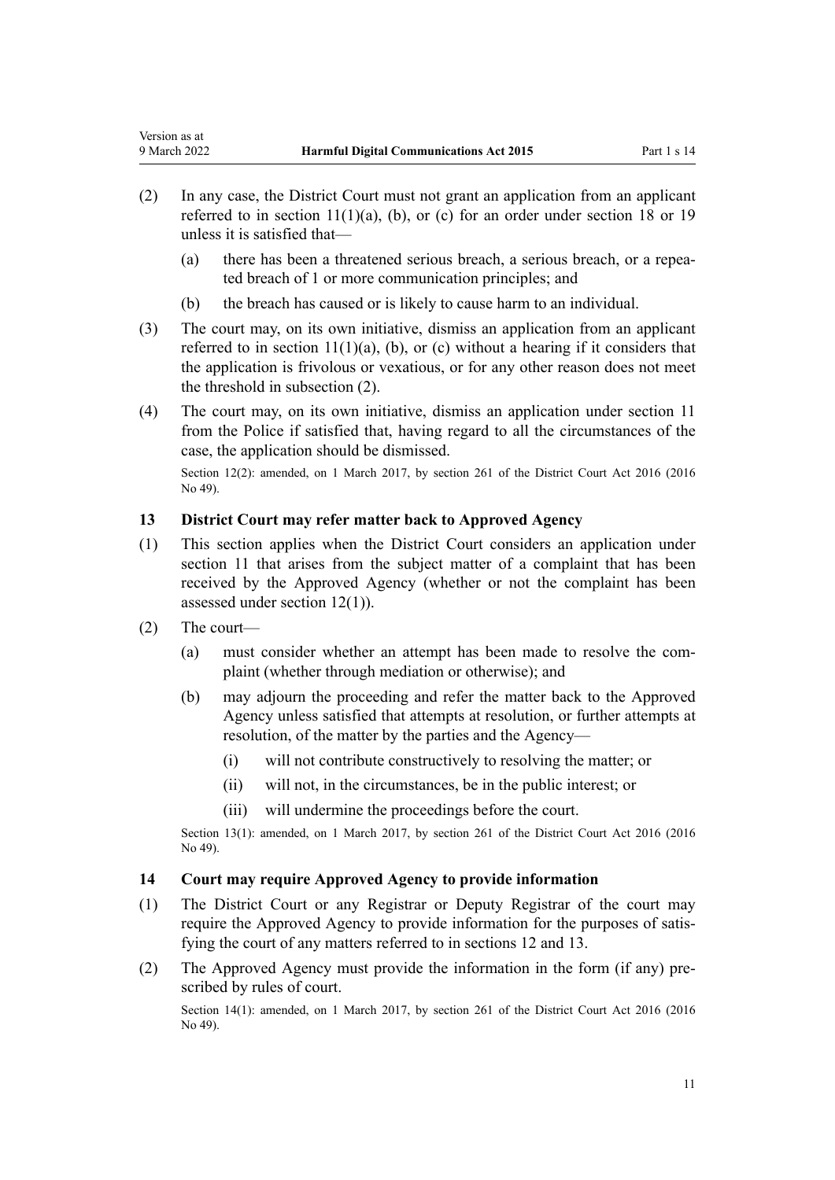(2) In any case, the District Court must not grant an application from an applicant referred to in section 11(1)(a), (b), or (c) for an order under section 18 or 19 unless it is satisfied that—

(a) there has been a threatened serious breach, a serious breach, or a repeated breach of 1 or more communication principles; and

(b) the breach has caused or is likely to cause harm to an individual.

(3) The court may, on its own initiative, dismiss an application from an applicant referred to in section 11(1)(a), (b), or (c) without a hearing if it considers that the application is frivolous or vexatious, or for any other reason does not meet the threshold in subsection (2).

(4) The court may, on its own initiative, dismiss an application under section 11 from the Police if satisfied that, having regard to all the circumstances of the case, the application should be dismissed.

Section 12(2): amended, on 1 March 2017, by section 261 of the District Court Act 2016 (2016 No 49).

### 13 District Court may refer matter back to Approved Agency

(1) This section applies when the District Court considers an application under section 11 that arises from the subject matter of a complaint that has been received by the Approved Agency (whether or not the complaint has been assessed under section 12(1)).

(2) The court—

(a) must consider whether an attempt has been made to resolve the complaint (whether through mediation or otherwise); and

(b) may adjourn the proceeding and refer the matter back to the Approved Agency unless satisfied that attempts at resolution, or further attempts at resolution, of the matter by the parties and the Agency—

(i) will not contribute constructively to resolving the matter; or

(ii) will not, in the circumstances, be in the public interest; or

(iii) will undermine the proceedings before the court.

Section 13(1): amended, on 1 March 2017, by section 261 of the District Court Act 2016 (2016 No 49).

### 14 Court may require Approved Agency to provide information

(1) The District Court or any Registrar or Deputy Registrar of the court may require the Approved Agency to provide information for the purposes of satisfying the court of any matters referred to in sections 12 and 13.

(2) The Approved Agency must provide the information in the form (if any) prescribed by rules of court.

Section 14(1): amended, on 1 March 2017, by section 261 of the District Court Act 2016 (2016 No 49).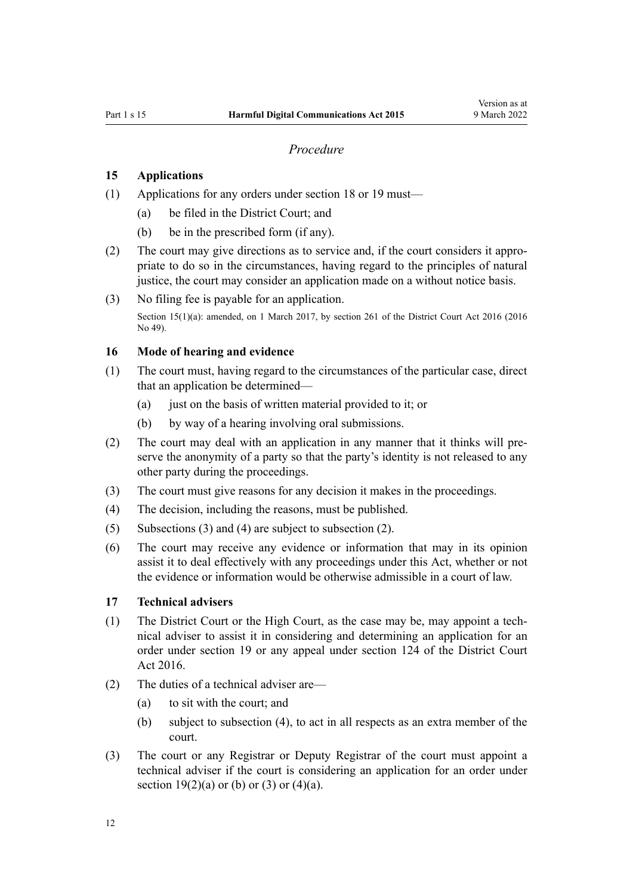*Procedure*

**15 Applications**

(1) Applications for any orders under section 18 or 19 must—

(a) be filed in the District Court; and

(b) be in the prescribed form (if any).

(2) The court may give directions as to service and, if the court considers it appropriate to do so in the circumstances, having regard to the principles of natural justice, the court may consider an application made on a without notice basis.

(3) No filing fee is payable for an application.

Section 15(1)(a): amended, on 1 March 2017, by section 261 of the District Court Act 2016 (2016 No 49).

**16 Mode of hearing and evidence**

(1) The court must, having regard to the circumstances of the particular case, direct that an application be determined—

(a) just on the basis of written material provided to it; or

(b) by way of a hearing involving oral submissions.

(2) The court may deal with an application in any manner that it thinks will preserve the anonymity of a party so that the party's identity is not released to any other party during the proceedings.

(3) The court must give reasons for any decision it makes in the proceedings.

(4) The decision, including the reasons, must be published.

(5) Subsections (3) and (4) are subject to subsection (2).

(6) The court may receive any evidence or information that may in its opinion assist it to deal effectively with any proceedings under this Act, whether or not the evidence or information would be otherwise admissible in a court of law.

**17 Technical advisers**

(1) The District Court or the High Court, as the case may be, may appoint a technical adviser to assist it in considering and determining an application for an order under section 19 or any appeal under section 124 of the District Court Act 2016.

(2) The duties of a technical adviser are—

(a) to sit with the court; and

(b) subject to subsection (4), to act in all respects as an extra member of the court.

(3) The court or any Registrar or Deputy Registrar of the court must appoint a technical adviser if the court is considering an application for an order under section 19(2)(a) or (b) or (3) or (4)(a).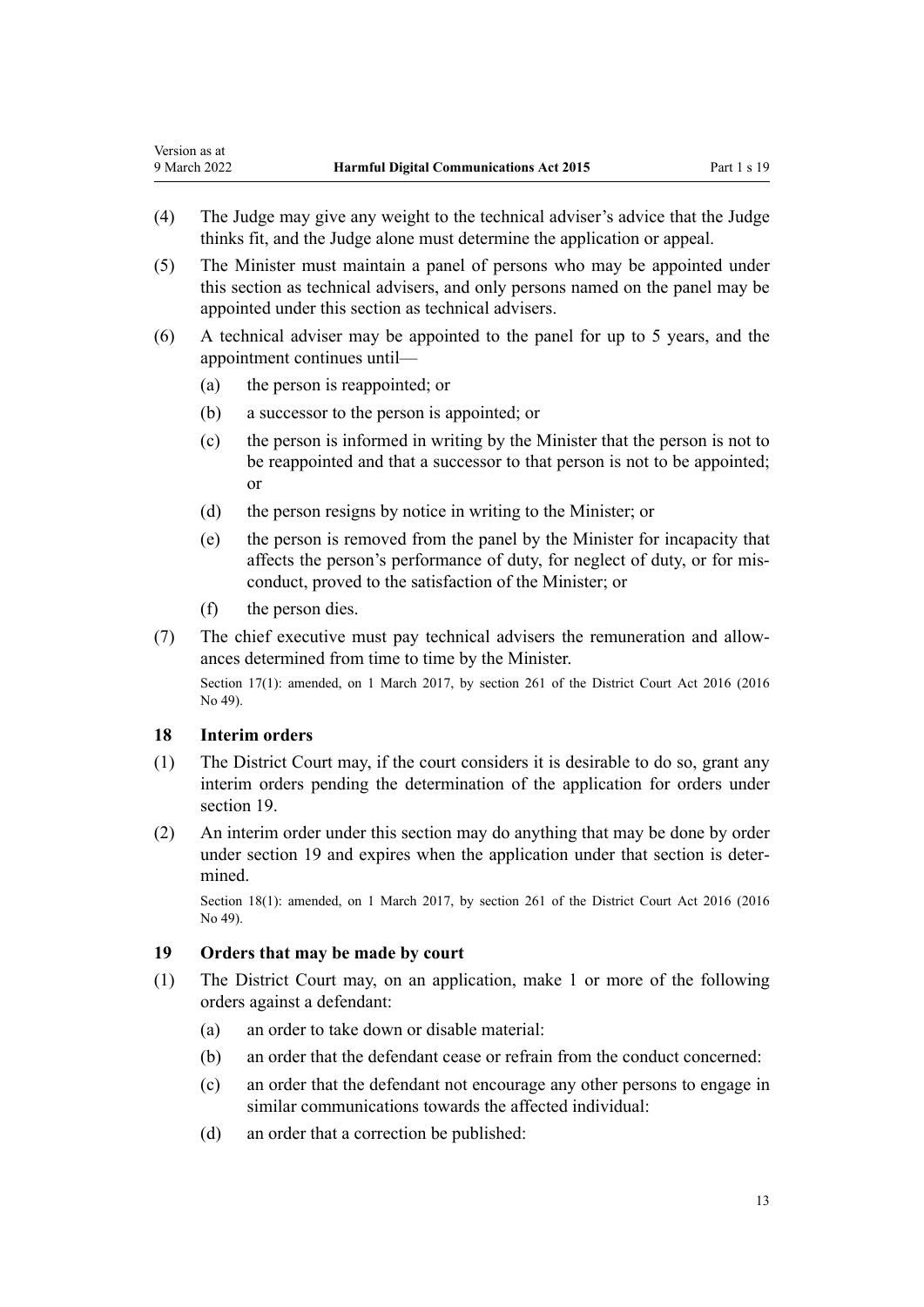(4) The Judge may give any weight to the technical adviser's advice that the Judge thinks fit, and the Judge alone must determine the application or appeal.

(5) The Minister must maintain a panel of persons who may be appointed under this section as technical advisers, and only persons named on the panel may be appointed under this section as technical advisers.

(6) A technical adviser may be appointed to the panel for up to 5 years, and the appointment continues until—

- (a) the person is reappointed; or
- (b) a successor to the person is appointed; or
- (c) the person is informed in writing by the Minister that the person is not to be reappointed and that a successor to that person is not to be appointed; or
- (d) the person resigns by notice in writing to the Minister; or
- (e) the person is removed from the panel by the Minister for incapacity that affects the person's performance of duty, for neglect of duty, or for misconduct, proved to the satisfaction of the Minister; or
- (f) the person dies.

(7) The chief executive must pay technical advisers the remuneration and allowances determined from time to time by the Minister.

Section 17(1): amended, on 1 March 2017, by section 261 of the District Court Act 2016 (2016 No 49).

### 18 Interim orders

(1) The District Court may, if the court considers it is desirable to do so, grant any interim orders pending the determination of the application for orders under section 19.

(2) An interim order under this section may do anything that may be done by order under section 19 and expires when the application under that section is determined.

Section 18(1): amended, on 1 March 2017, by section 261 of the District Court Act 2016 (2016 No 49).

### 19 Orders that may be made by court

(1) The District Court may, on an application, make 1 or more of the following orders against a defendant:

- (a) an order to take down or disable material:
- (b) an order that the defendant cease or refrain from the conduct concerned:
- (c) an order that the defendant not encourage any other persons to engage in similar communications towards the affected individual:
- (d) an order that a correction be published: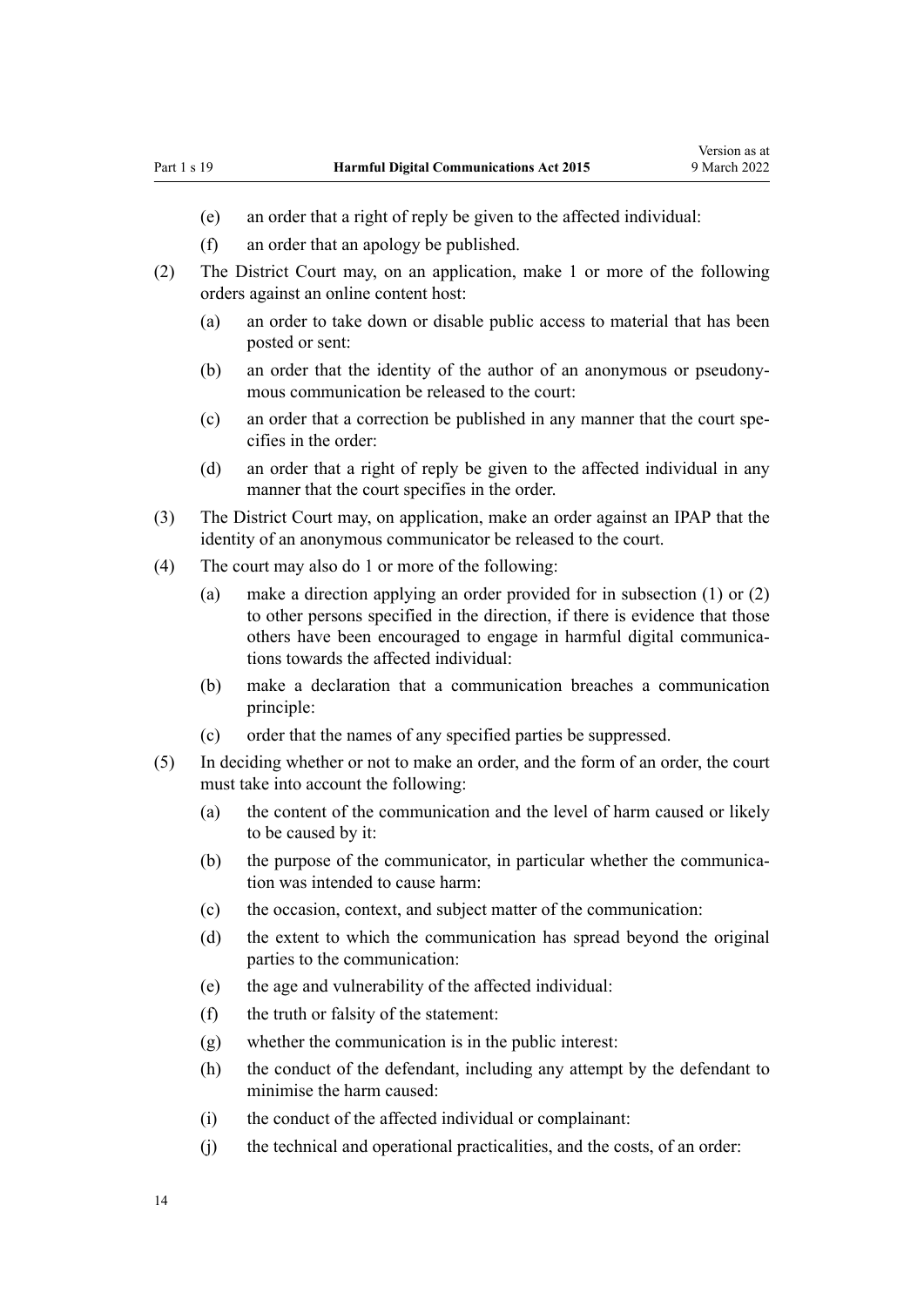(e) an order that a right of reply be given to the affected individual:

(f) an order that an apology be published.

(2) The District Court may, on an application, make 1 or more of the following orders against an online content host:

(a) an order to take down or disable public access to material that has been posted or sent:

(b) an order that the identity of the author of an anonymous or pseudonymous communication be released to the court:

(c) an order that a correction be published in any manner that the court specifies in the order:

(d) an order that a right of reply be given to the affected individual in any manner that the court specifies in the order.

(3) The District Court may, on application, make an order against an IPAP that the identity of an anonymous communicator be released to the court.

(4) The court may also do 1 or more of the following:

(a) make a direction applying an order provided for in subsection (1) or (2) to other persons specified in the direction, if there is evidence that those others have been encouraged to engage in harmful digital communications towards the affected individual:

(b) make a declaration that a communication breaches a communication principle:

(c) order that the names of any specified parties be suppressed.

(5) In deciding whether or not to make an order, and the form of an order, the court must take into account the following:

(a) the content of the communication and the level of harm caused or likely to be caused by it:

(b) the purpose of the communicator, in particular whether the communication was intended to cause harm:

(c) the occasion, context, and subject matter of the communication:

(d) the extent to which the communication has spread beyond the original parties to the communication:

(e) the age and vulnerability of the affected individual:

(f) the truth or falsity of the statement:

(g) whether the communication is in the public interest:

(h) the conduct of the defendant, including any attempt by the defendant to minimise the harm caused:

(i) the conduct of the affected individual or complainant:

(j) the technical and operational practicalities, and the costs, of an order: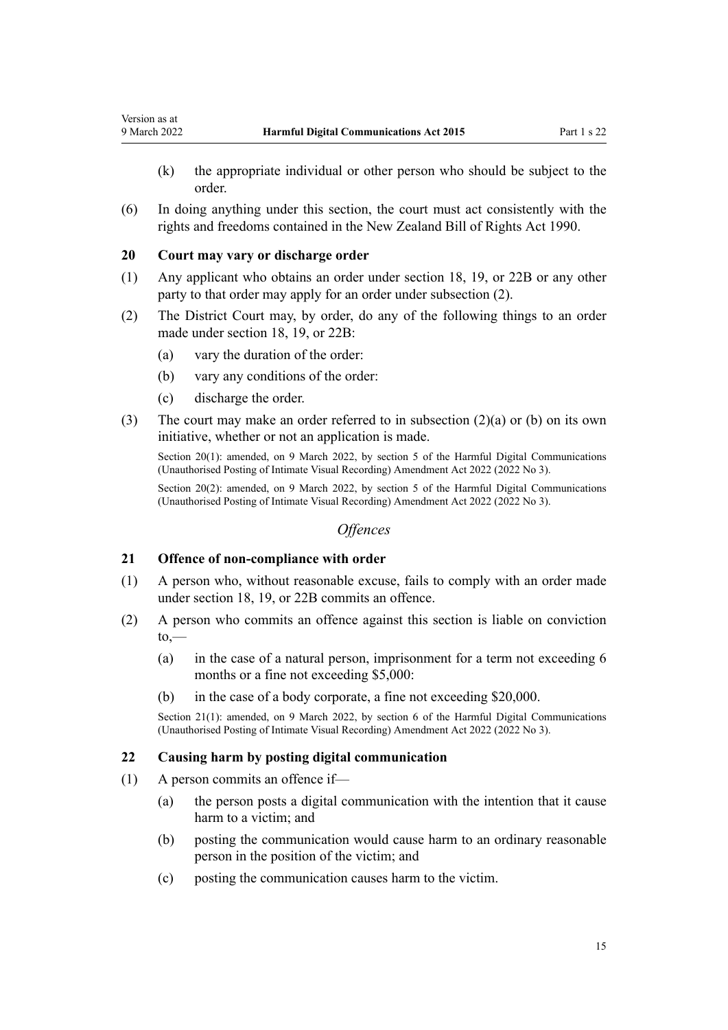(k) the appropriate individual or other person who should be subject to the order.

(6) In doing anything under this section, the court must act consistently with the rights and freedoms contained in the New Zealand Bill of Rights Act 1990.

**20 Court may vary or discharge order**

(1) Any applicant who obtains an order under section 18, 19, or 22B or any other party to that order may apply for an order under subsection (2).

(2) The District Court may, by order, do any of the following things to an order made under section 18, 19, or 22B:

(a) vary the duration of the order:

(b) vary any conditions of the order:

(c) discharge the order.

(3) The court may make an order referred to in subsection (2)(a) or (b) on its own initiative, whether or not an application is made.

Section 20(1): amended, on 9 March 2022, by section 5 of the Harmful Digital Communications (Unauthorised Posting of Intimate Visual Recording) Amendment Act 2022 (2022 No 3).

Section 20(2): amended, on 9 March 2022, by section 5 of the Harmful Digital Communications (Unauthorised Posting of Intimate Visual Recording) Amendment Act 2022 (2022 No 3).

*Offences*

**21 Offence of non-compliance with order**

(1) A person who, without reasonable excuse, fails to comply with an order made under section 18, 19, or 22B commits an offence.

(2) A person who commits an offence against this section is liable on conviction to,—

(a) in the case of a natural person, imprisonment for a term not exceeding 6 months or a fine not exceeding $5,000:

(b) in the case of a body corporate, a fine not exceeding $20,000.

Section 21(1): amended, on 9 March 2022, by section 6 of the Harmful Digital Communications (Unauthorised Posting of Intimate Visual Recording) Amendment Act 2022 (2022 No 3).

**22 Causing harm by posting digital communication**

(1) A person commits an offence if—

(a) the person posts a digital communication with the intention that it cause harm to a victim; and

(b) posting the communication would cause harm to an ordinary reasonable person in the position of the victim; and

(c) posting the communication causes harm to the victim.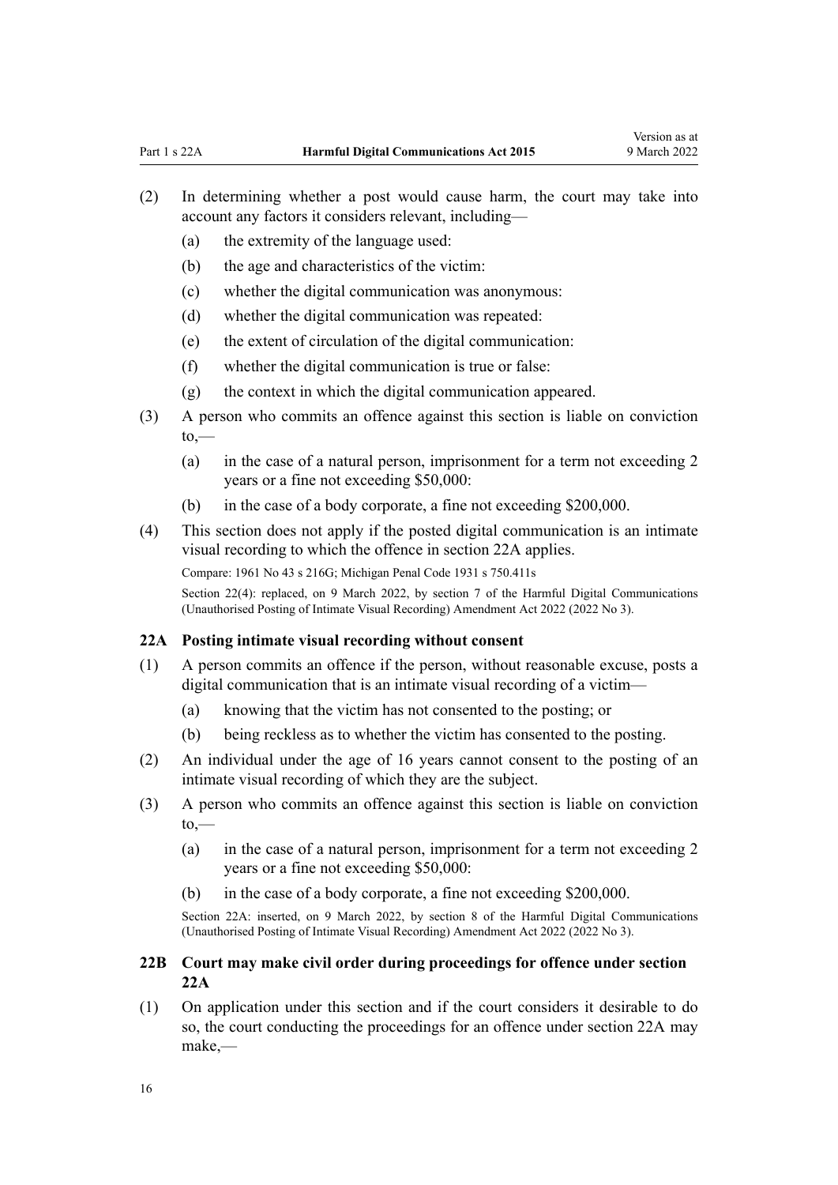(2) In determining whether a post would cause harm, the court may take into account any factors it considers relevant, including—

   (a) the extremity of the language used:

   (b) the age and characteristics of the victim:

   (c) whether the digital communication was anonymous:

   (d) whether the digital communication was repeated:

   (e) the extent of circulation of the digital communication:

   (f) whether the digital communication is true or false:

   (g) the context in which the digital communication appeared.

(3) A person who commits an offence against this section is liable on conviction to,—

   (a) in the case of a natural person, imprisonment for a term not exceeding 2 years or a fine not exceeding $50,000:

   (b) in the case of a body corporate, a fine not exceeding $200,000.

(4) This section does not apply if the posted digital communication is an intimate visual recording to which the offence in section 22A applies.

Compare: 1961 No 43 s 216G; Michigan Penal Code 1931 s 750.411s

Section 22(4): replaced, on 9 March 2022, by section 7 of the Harmful Digital Communications (Unauthorised Posting of Intimate Visual Recording) Amendment Act 2022 (2022 No 3).

### 22A Posting intimate visual recording without consent

(1) A person commits an offence if the person, without reasonable excuse, posts a digital communication that is an intimate visual recording of a victim—

   (a) knowing that the victim has not consented to the posting; or

   (b) being reckless as to whether the victim has consented to the posting.

(2) An individual under the age of 16 years cannot consent to the posting of an intimate visual recording of which they are the subject.

(3) A person who commits an offence against this section is liable on conviction to,—

   (a) in the case of a natural person, imprisonment for a term not exceeding 2 years or a fine not exceeding $50,000:

   (b) in the case of a body corporate, a fine not exceeding $200,000.

Section 22A: inserted, on 9 March 2022, by section 8 of the Harmful Digital Communications (Unauthorised Posting of Intimate Visual Recording) Amendment Act 2022 (2022 No 3).

### 22B Court may make civil order during proceedings for offence under section 22A

(1) On application under this section and if the court considers it desirable to do so, the court conducting the proceedings for an offence under section 22A may make,—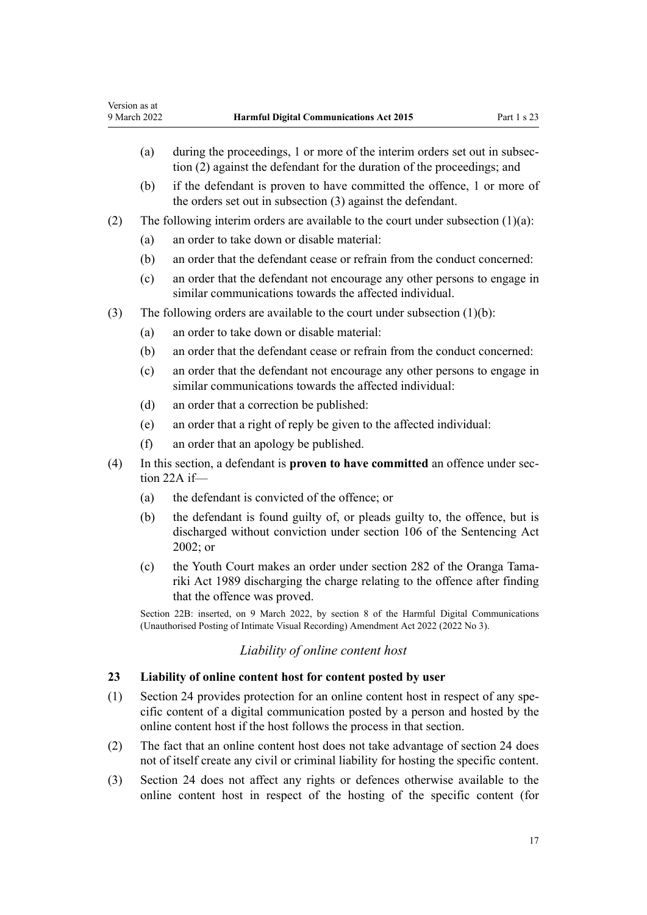(a) during the proceedings, 1 or more of the interim orders set out in subsection (2) against the defendant for the duration of the proceedings; and

(b) if the defendant is proven to have committed the offence, 1 or more of the orders set out in subsection (3) against the defendant.

(2) The following interim orders are available to the court under subsection (1)(a):

(a) an order to take down or disable material:

(b) an order that the defendant cease or refrain from the conduct concerned:

(c) an order that the defendant not encourage any other persons to engage in similar communications towards the affected individual.

(3) The following orders are available to the court under subsection (1)(b):

(a) an order to take down or disable material:

(b) an order that the defendant cease or refrain from the conduct concerned:

(c) an order that the defendant not encourage any other persons to engage in similar communications towards the affected individual:

(d) an order that a correction be published:

(e) an order that a right of reply be given to the affected individual:

(f) an order that an apology be published.

(4) In this section, a defendant is **proven to have committed** an offence under section 22A if—

(a) the defendant is convicted of the offence; or

(b) the defendant is found guilty of, or pleads guilty to, the offence, but is discharged without conviction under section 106 of the Sentencing Act 2002; or

(c) the Youth Court makes an order under section 282 of the Oranga Tamariki Act 1989 discharging the charge relating to the offence after finding that the offence was proved.

Section 22B: inserted, on 9 March 2022, by section 8 of the Harmful Digital Communications (Unauthorised Posting of Intimate Visual Recording) Amendment Act 2022 (2022 No 3).

*Liability of online content host*

**23 Liability of online content host for content posted by user**

(1) Section 24 provides protection for an online content host in respect of any specific content of a digital communication posted by a person and hosted by the online content host if the host follows the process in that section.

(2) The fact that an online content host does not take advantage of section 24 does not of itself create any civil or criminal liability for hosting the specific content.

(3) Section 24 does not affect any rights or defences otherwise available to the online content host in respect of the hosting of the specific content (for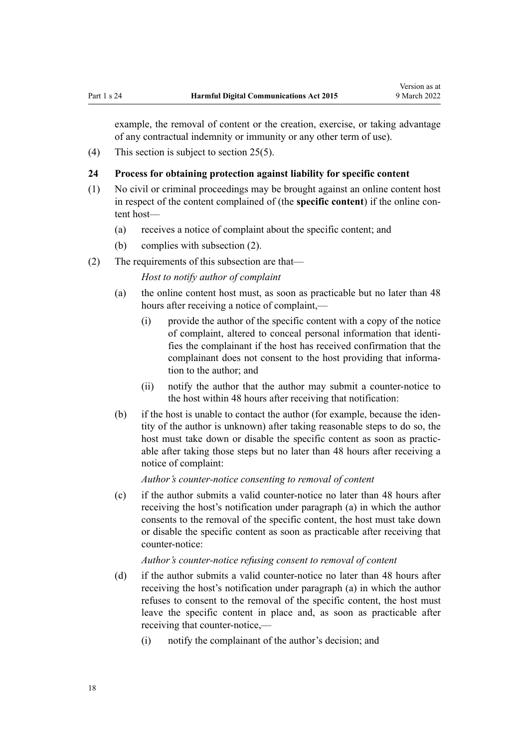example, the removal of content or the creation, exercise, or taking advantage of any contractual indemnity or immunity or any other term of use).

(4) This section is subject to section 25(5).

### 24 Process for obtaining protection against liability for specific content

(1) No civil or criminal proceedings may be brought against an online content host in respect of the content complained of (the **specific content**) if the online content host—

(a) receives a notice of complaint about the specific content; and

(b) complies with subsection (2).

(2) The requirements of this subsection are that—

*Host to notify author of complaint*

(a) the online content host must, as soon as practicable but no later than 48 hours after receiving a notice of complaint,—

(i) provide the author of the specific content with a copy of the notice of complaint, altered to conceal personal information that identifies the complainant if the host has received confirmation that the complainant does not consent to the host providing that information to the author; and

(ii) notify the author that the author may submit a counter-notice to the host within 48 hours after receiving that notification:

(b) if the host is unable to contact the author (for example, because the identity of the author is unknown) after taking reasonable steps to do so, the host must take down or disable the specific content as soon as practicable after taking those steps but no later than 48 hours after receiving a notice of complaint:

*Author's counter-notice consenting to removal of content*

(c) if the author submits a valid counter-notice no later than 48 hours after receiving the host's notification under paragraph (a) in which the author consents to the removal of the specific content, the host must take down or disable the specific content as soon as practicable after receiving that counter-notice:

*Author's counter-notice refusing consent to removal of content*

(d) if the author submits a valid counter-notice no later than 48 hours after receiving the host's notification under paragraph (a) in which the author refuses to consent to the removal of the specific content, the host must leave the specific content in place and, as soon as practicable after receiving that counter-notice,—

(i) notify the complainant of the author's decision; and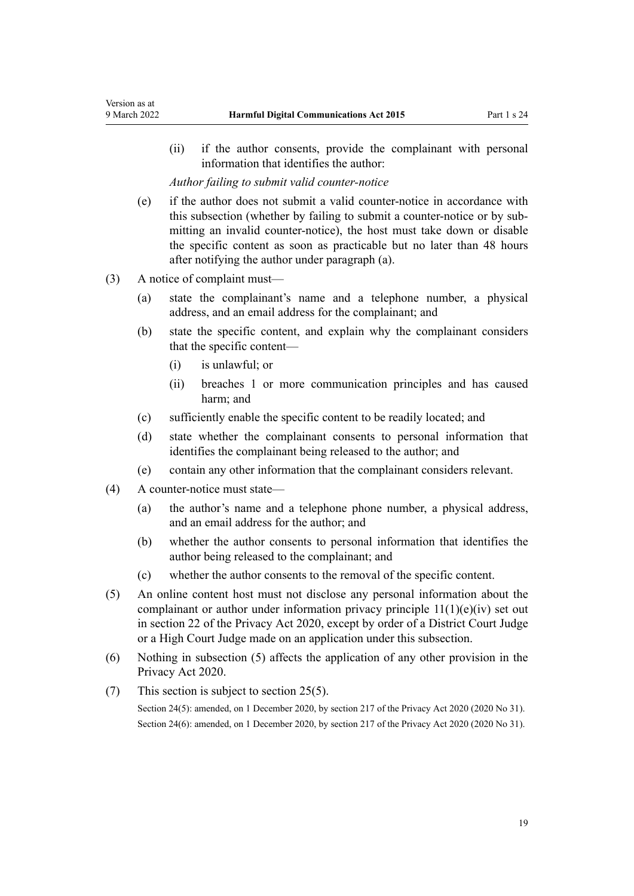(ii) if the author consents, provide the complainant with personal information that identifies the author:

*Author failing to submit valid counter-notice*

(e) if the author does not submit a valid counter-notice in accordance with this subsection (whether by failing to submit a counter-notice or by submitting an invalid counter-notice), the host must take down or disable the specific content as soon as practicable but no later than 48 hours after notifying the author under paragraph (a).

(3) A notice of complaint must—

(a) state the complainant's name and a telephone number, a physical address, and an email address for the complainant; and

(b) state the specific content, and explain why the complainant considers that the specific content—

(i) is unlawful; or

(ii) breaches 1 or more communication principles and has caused harm; and

(c) sufficiently enable the specific content to be readily located; and

(d) state whether the complainant consents to personal information that identifies the complainant being released to the author; and

(e) contain any other information that the complainant considers relevant.

(4) A counter-notice must state—

(a) the author's name and a telephone phone number, a physical address, and an email address for the author; and

(b) whether the author consents to personal information that identifies the author being released to the complainant; and

(c) whether the author consents to the removal of the specific content.

(5) An online content host must not disclose any personal information about the complainant or author under information privacy principle 11(1)(e)(iv) set out in section 22 of the Privacy Act 2020, except by order of a District Court Judge or a High Court Judge made on an application under this subsection.

(6) Nothing in subsection (5) affects the application of any other provision in the Privacy Act 2020.

(7) This section is subject to section 25(5).

Section 24(5): amended, on 1 December 2020, by section 217 of the Privacy Act 2020 (2020 No 31).

Section 24(6): amended, on 1 December 2020, by section 217 of the Privacy Act 2020 (2020 No 31).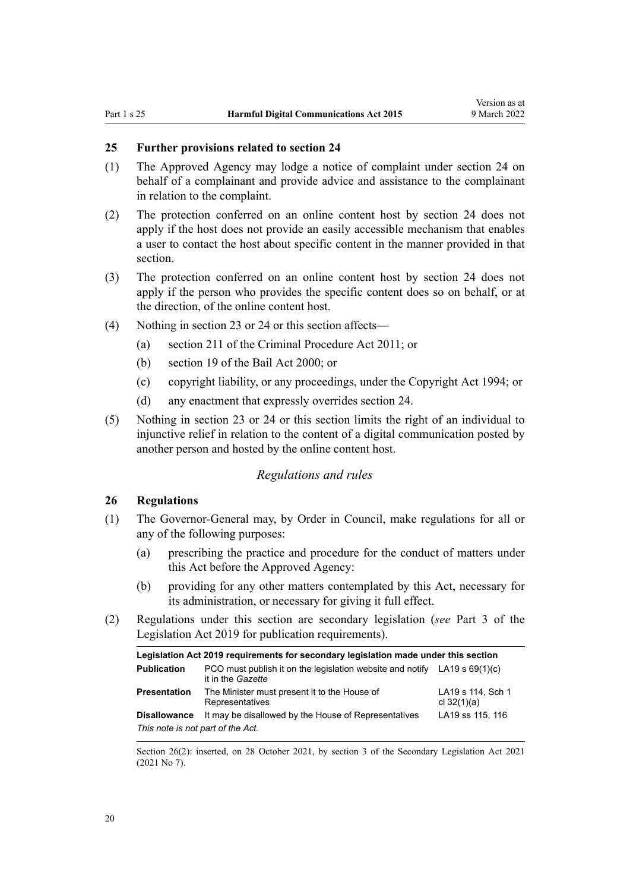## 25 Further provisions related to section 24

(1) The Approved Agency may lodge a notice of complaint under section 24 on behalf of a complainant and provide advice and assistance to the complainant in relation to the complaint.

(2) The protection conferred on an online content host by section 24 does not apply if the host does not provide an easily accessible mechanism that enables a user to contact the host about specific content in the manner provided in that section.

(3) The protection conferred on an online content host by section 24 does not apply if the person who provides the specific content does so on behalf, or at the direction, of the online content host.

(4) Nothing in section 23 or 24 or this section affects—

- (a) section 211 of the Criminal Procedure Act 2011; or
- (b) section 19 of the Bail Act 2000; or
- (c) copyright liability, or any proceedings, under the Copyright Act 1994; or
- (d) any enactment that expressly overrides section 24.

(5) Nothing in section 23 or 24 or this section limits the right of an individual to injunctive relief in relation to the content of a digital communication posted by another person and hosted by the online content host.

### *Regulations and rules*

## 26 Regulations

(1) The Governor-General may, by Order in Council, make regulations for all or any of the following purposes:

- (a) prescribing the practice and procedure for the conduct of matters under this Act before the Approved Agency:
- (b) providing for any other matters contemplated by this Act, necessary for its administration, or necessary for giving it full effect.

(2) Regulations under this section are secondary legislation (*see* Part 3 of the Legislation Act 2019 for publication requirements).

| Legislation Act 2019 requirements for secondary legislation made under this section | | |
|---|---|---|
| **Publication** | PCO must publish it on the legislation website and notify it in the *Gazette* | LA19 s 69(1)(c) |
| **Presentation** | The Minister must present it to the House of Representatives | LA19 s 114, Sch 1 cl 32(1)(a) |
| **Disallowance** | It may be disallowed by the House of Representatives | LA19 ss 115, 116 |
| *This note is not part of the Act.* | | |

Section 26(2): inserted, on 28 October 2021, by section 3 of the Secondary Legislation Act 2021 (2021 No 7).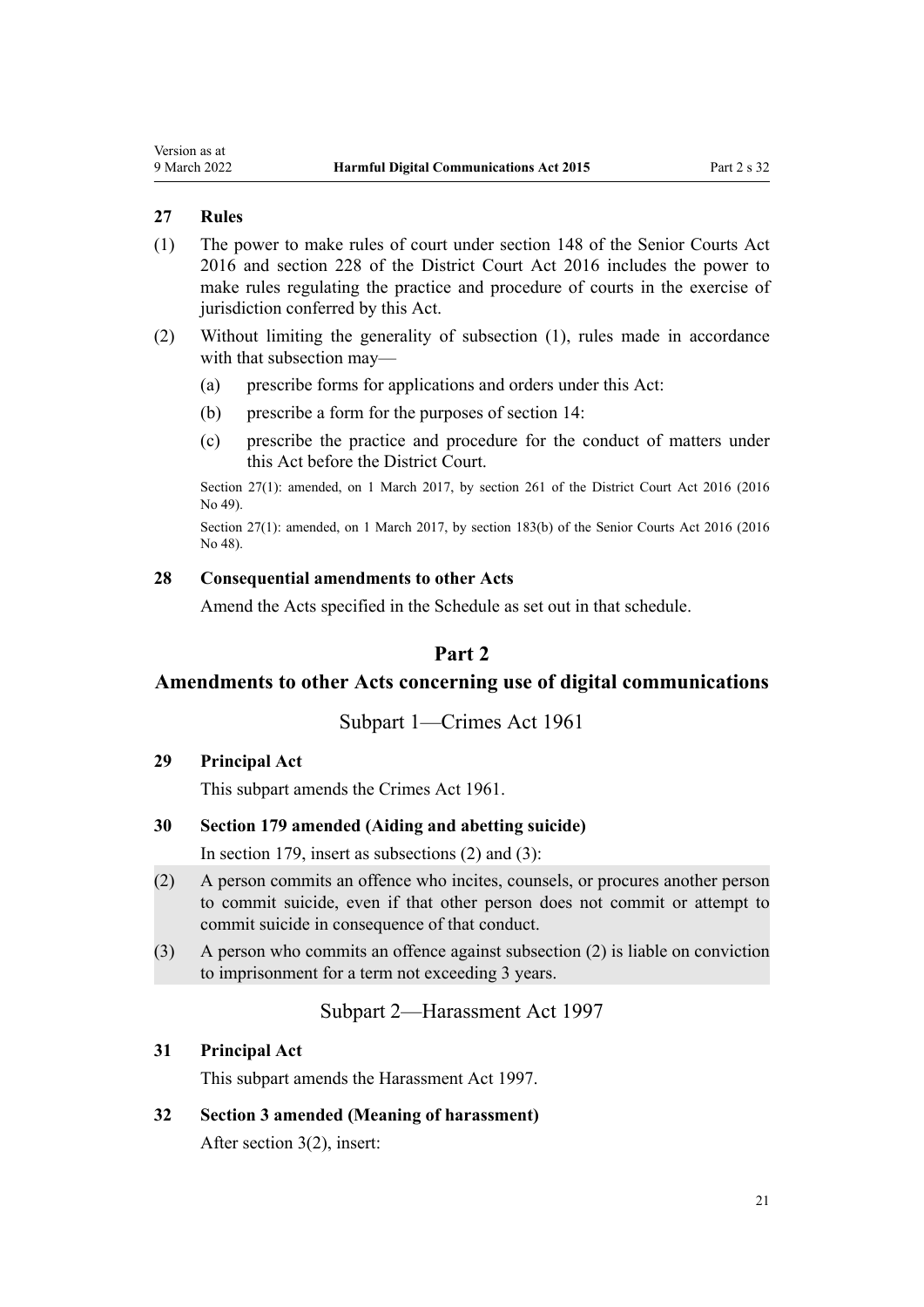### 27 Rules

(1) The power to make rules of court under section 148 of the Senior Courts Act 2016 and section 228 of the District Court Act 2016 includes the power to make rules regulating the practice and procedure of courts in the exercise of jurisdiction conferred by this Act.

(2) Without limiting the generality of subsection (1), rules made in accordance with that subsection may—

- (a) prescribe forms for applications and orders under this Act:
- (b) prescribe a form for the purposes of section 14:
- (c) prescribe the practice and procedure for the conduct of matters under this Act before the District Court.

Section 27(1): amended, on 1 March 2017, by section 261 of the District Court Act 2016 (2016 No 49).

Section 27(1): amended, on 1 March 2017, by section 183(b) of the Senior Courts Act 2016 (2016 No 48).

### 28 Consequential amendments to other Acts

Amend the Acts specified in the Schedule as set out in that schedule.

## Part 2

## Amendments to other Acts concerning use of digital communications

### Subpart 1—Crimes Act 1961

### 29 Principal Act

This subpart amends the Crimes Act 1961.

### 30 Section 179 amended (Aiding and abetting suicide)

In section 179, insert as subsections (2) and (3):

(2) A person commits an offence who incites, counsels, or procures another person to commit suicide, even if that other person does not commit or attempt to commit suicide in consequence of that conduct.

(3) A person who commits an offence against subsection (2) is liable on conviction to imprisonment for a term not exceeding 3 years.

### Subpart 2—Harassment Act 1997

### 31 Principal Act

This subpart amends the Harassment Act 1997.

### 32 Section 3 amended (Meaning of harassment)

After section 3(2), insert: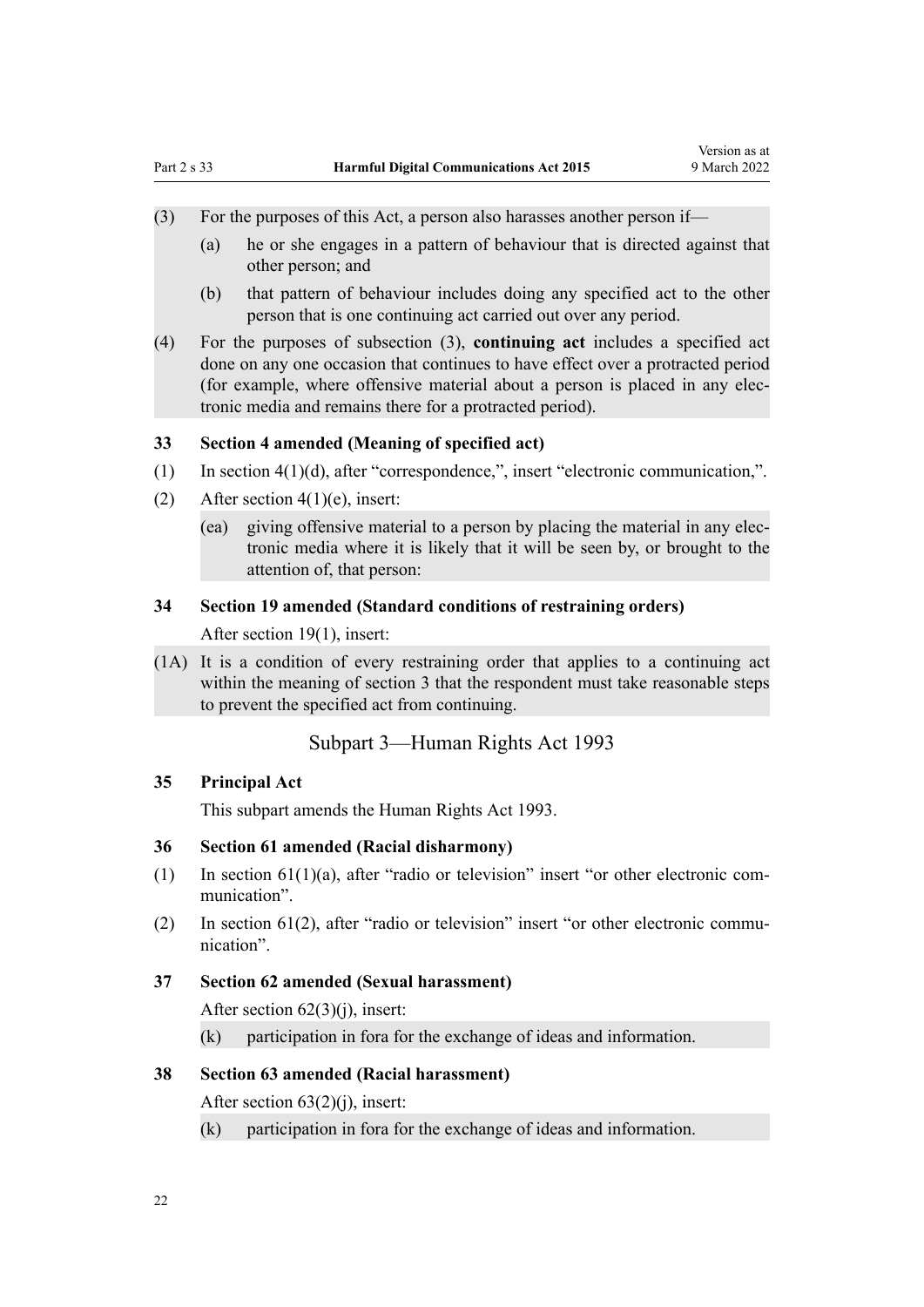(3) For the purposes of this Act, a person also harasses another person if—

(a) he or she engages in a pattern of behaviour that is directed against that other person; and

(b) that pattern of behaviour includes doing any specified act to the other person that is one continuing act carried out over any period.

(4) For the purposes of subsection (3), **continuing act** includes a specified act done on any one occasion that continues to have effect over a protracted period (for example, where offensive material about a person is placed in any electronic media and remains there for a protracted period).

### 33 Section 4 amended (Meaning of specified act)

(1) In section 4(1)(d), after "correspondence,", insert "electronic communication,".

(2) After section 4(1)(e), insert:

(ea) giving offensive material to a person by placing the material in any electronic media where it is likely that it will be seen by, or brought to the attention of, that person:

### 34 Section 19 amended (Standard conditions of restraining orders)

After section 19(1), insert:

(1A) It is a condition of every restraining order that applies to a continuing act within the meaning of section 3 that the respondent must take reasonable steps to prevent the specified act from continuing.

## Subpart 3—Human Rights Act 1993

### 35 Principal Act

This subpart amends the Human Rights Act 1993.

### 36 Section 61 amended (Racial disharmony)

(1) In section 61(1)(a), after "radio or television" insert "or other electronic communication".

(2) In section 61(2), after "radio or television" insert "or other electronic communication".

### 37 Section 62 amended (Sexual harassment)

After section 62(3)(j), insert:

(k) participation in fora for the exchange of ideas and information.

### 38 Section 63 amended (Racial harassment)

After section 63(2)(j), insert:

(k) participation in fora for the exchange of ideas and information.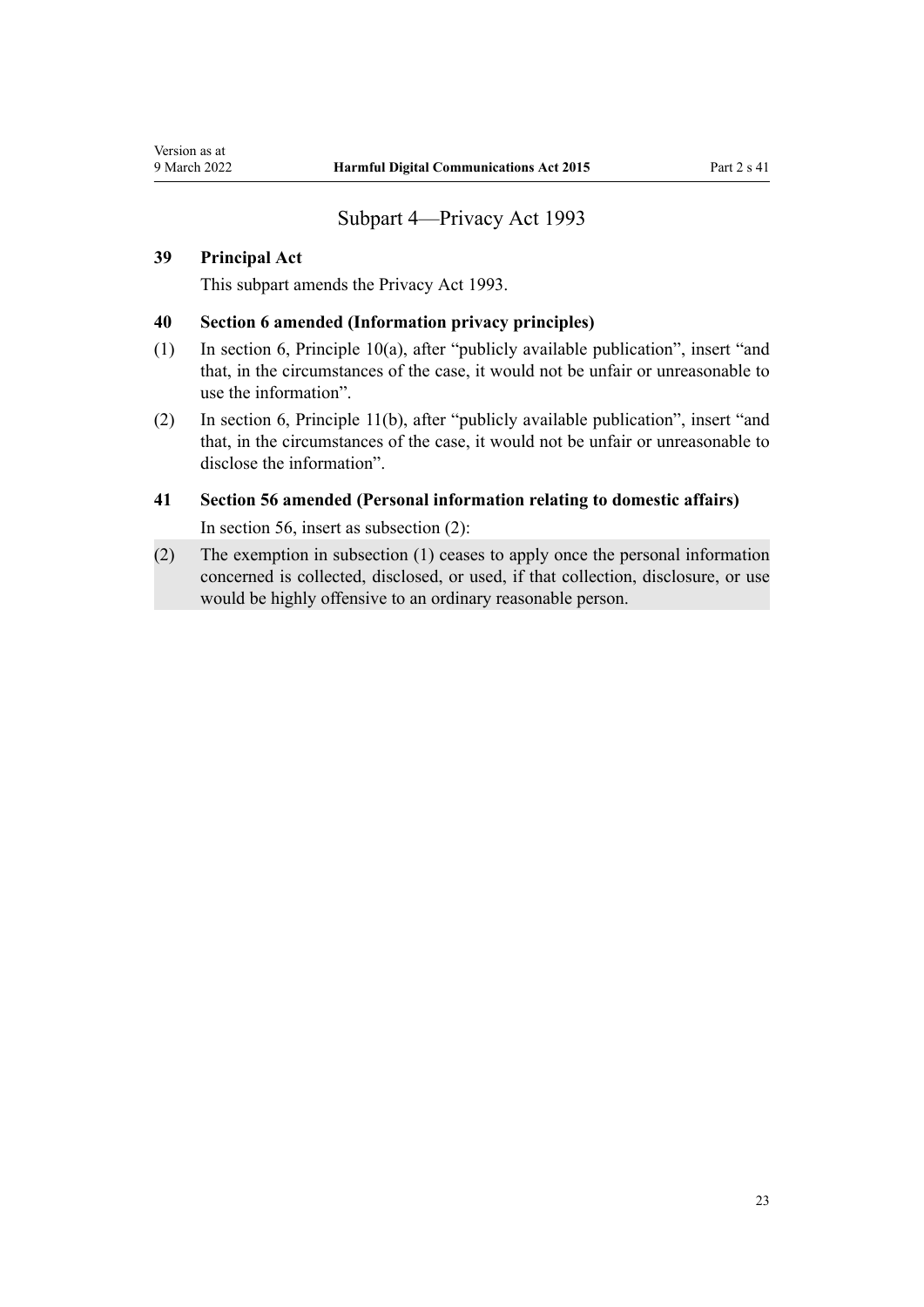## Subpart 4—Privacy Act 1993

### 39 Principal Act

This subpart amends the Privacy Act 1993.

### 40 Section 6 amended (Information privacy principles)

(1) In section 6, Principle 10(a), after "publicly available publication", insert "and that, in the circumstances of the case, it would not be unfair or unreasonable to use the information".

(2) In section 6, Principle 11(b), after "publicly available publication", insert "and that, in the circumstances of the case, it would not be unfair or unreasonable to disclose the information".

### 41 Section 56 amended (Personal information relating to domestic affairs)

In section 56, insert as subsection (2):

(2) The exemption in subsection (1) ceases to apply once the personal information concerned is collected, disclosed, or used, if that collection, disclosure, or use would be highly offensive to an ordinary reasonable person.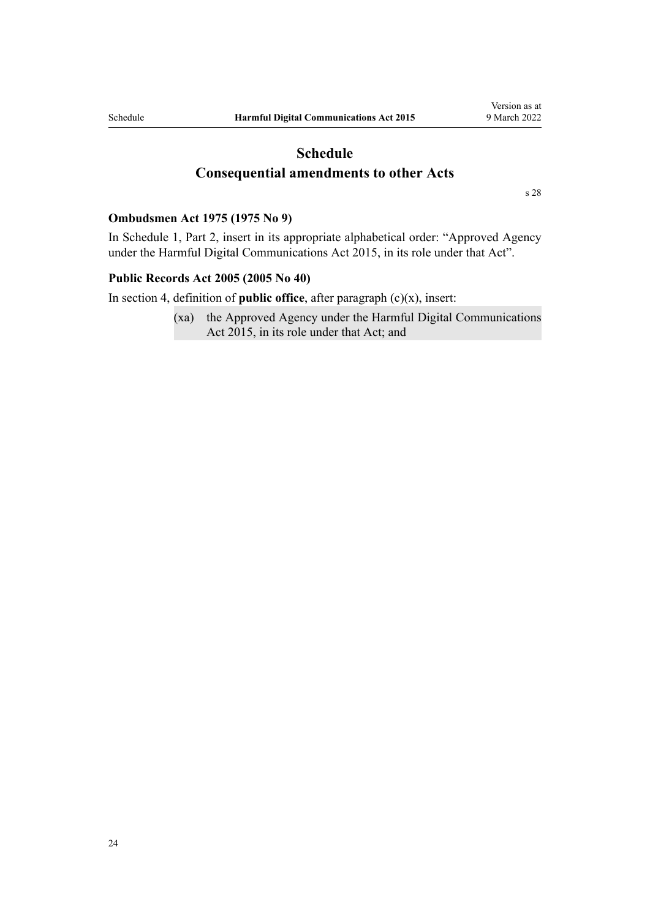# Schedule
## Consequential amendments to other Acts

s 28

### Ombudsmen Act 1975 (1975 No 9)

In Schedule 1, Part 2, insert in its appropriate alphabetical order: “Approved Agency under the Harmful Digital Communications Act 2015, in its role under that Act”.

### Public Records Act 2005 (2005 No 40)

In section 4, definition of **public office**, after paragraph (c)(x), insert:

(xa) the Approved Agency under the Harmful Digital Communications Act 2015, in its role under that Act; and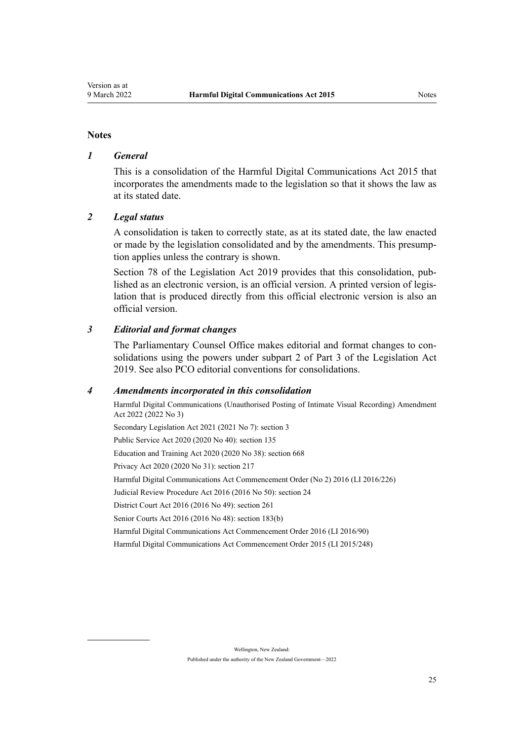## Notes

### *1 General*

This is a consolidation of the Harmful Digital Communications Act 2015 that incorporates the amendments made to the legislation so that it shows the law as at its stated date.

### *2 Legal status*

A consolidation is taken to correctly state, as at its stated date, the law enacted or made by the legislation consolidated and by the amendments. This presumption applies unless the contrary is shown.

Section 78 of the Legislation Act 2019 provides that this consolidation, published as an electronic version, is an official version. A printed version of legislation that is produced directly from this official electronic version is also an official version.

### *3 Editorial and format changes*

The Parliamentary Counsel Office makes editorial and format changes to consolidations using the powers under subpart 2 of Part 3 of the Legislation Act 2019. See also PCO editorial conventions for consolidations.

### *4 Amendments incorporated in this consolidation*

Harmful Digital Communications (Unauthorised Posting of Intimate Visual Recording) Amendment Act 2022 (2022 No 3)

Secondary Legislation Act 2021 (2021 No 7): section 3

Public Service Act 2020 (2020 No 40): section 135

Education and Training Act 2020 (2020 No 38): section 668

Privacy Act 2020 (2020 No 31): section 217

Harmful Digital Communications Act Commencement Order (No 2) 2016 (LI 2016/226)

Judicial Review Procedure Act 2016 (2016 No 50): section 24

District Court Act 2016 (2016 No 49): section 261

Senior Courts Act 2016 (2016 No 48): section 183(b)

Harmful Digital Communications Act Commencement Order 2016 (LI 2016/90)

Harmful Digital Communications Act Commencement Order 2015 (LI 2015/248)

Wellington, New Zealand:

Published under the authority of the New Zealand Government—2022